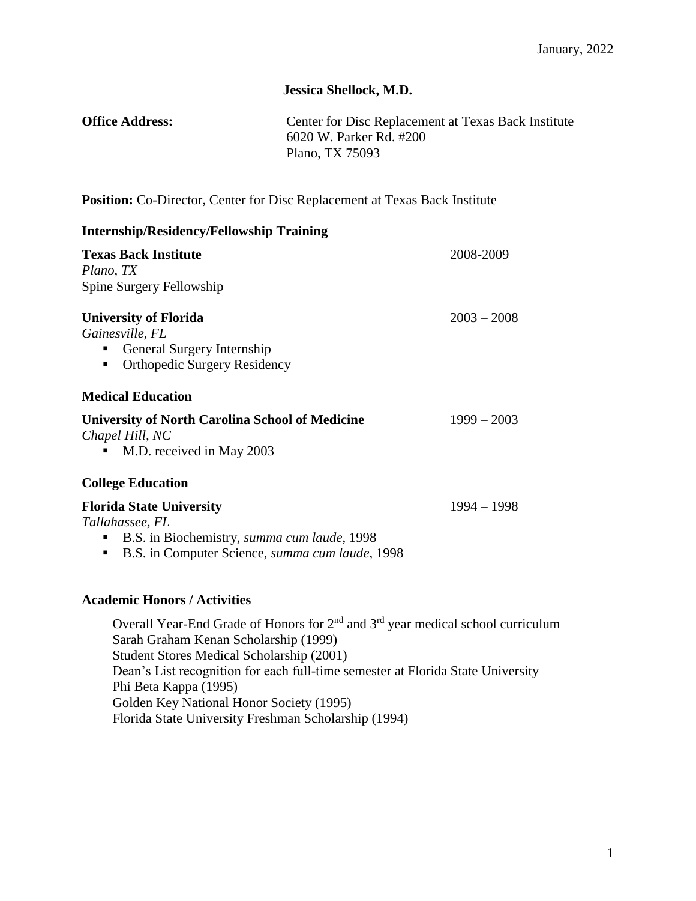January, 2022

# Jessica Shellock, M.D.

**Office Address:** Center for Disc Replacement at Texas Back Institute
6020 W. Parker Rd. #200
Plano, TX 75093

**Position:** Co-Director, Center for Disc Replacement at Texas Back Institute

## Internship/Residency/Fellowship Training

**Texas Back Institute** — 2008-2009
*Plano, TX*
Spine Surgery Fellowship

**University of Florida** — 2003 – 2008
*Gainesville, FL*

- General Surgery Internship
- Orthopedic Surgery Residency

## Medical Education

**University of North Carolina School of Medicine** — 1999 – 2003
*Chapel Hill, NC*

- M.D. received in May 2003

## College Education

**Florida State University** — 1994 – 1998
*Tallahassee, FL*

- B.S. in Biochemistry, *summa cum laude*, 1998
- B.S. in Computer Science, *summa cum laude*, 1998

## Academic Honors / Activities

Overall Year-End Grade of Honors for 2nd and 3rd year medical school curriculum
Sarah Graham Kenan Scholarship (1999)
Student Stores Medical Scholarship (2001)
Dean's List recognition for each full-time semester at Florida State University
Phi Beta Kappa (1995)
Golden Key National Honor Society (1995)
Florida State University Freshman Scholarship (1994)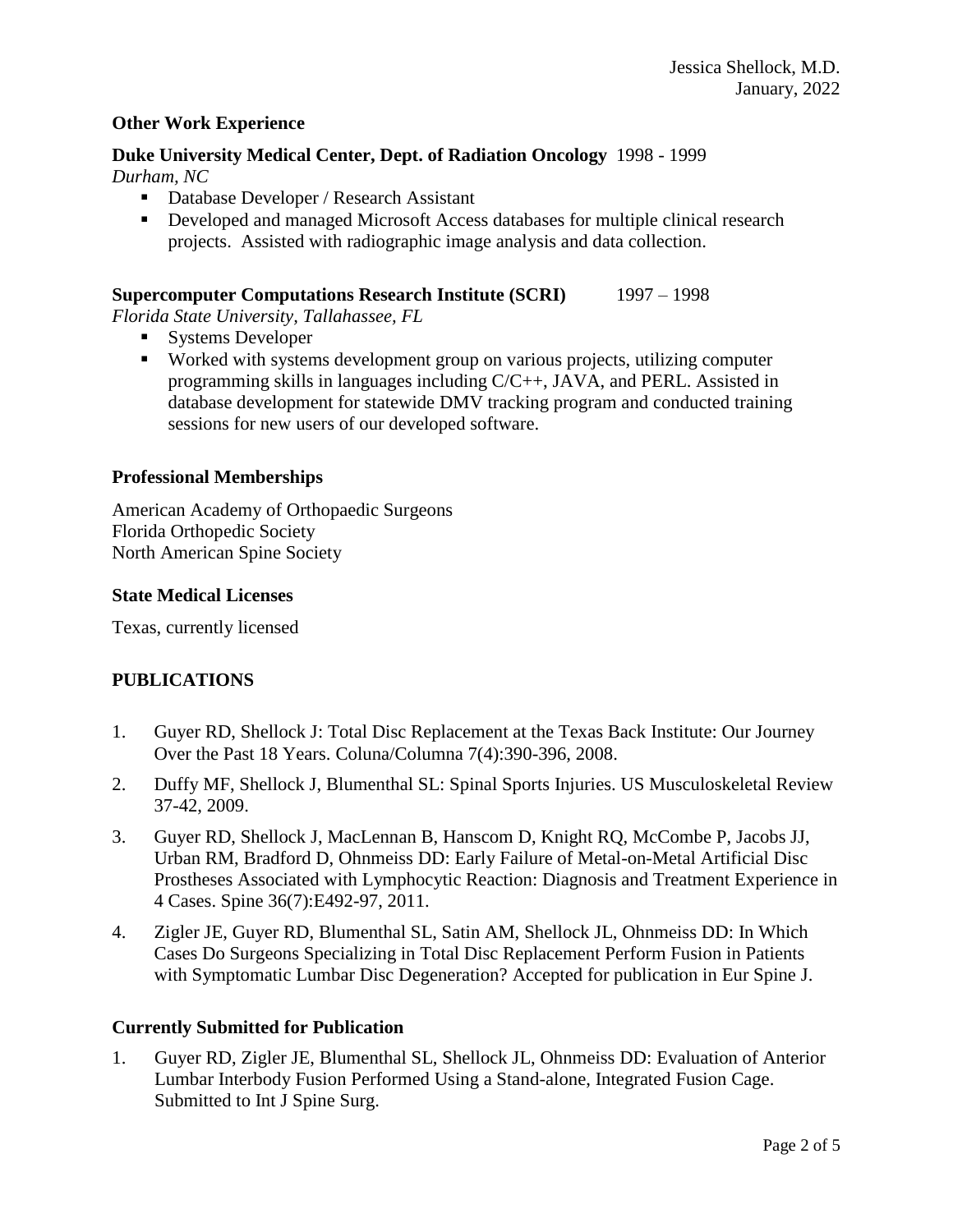### Other Work Experience

**Duke University Medical Center, Dept. of Radiation Oncology** 1998 - 1999
*Durham, NC*

- Database Developer / Research Assistant
- Developed and managed Microsoft Access databases for multiple clinical research projects. Assisted with radiographic image analysis and data collection.

**Supercomputer Computations Research Institute (SCRI)** 1997 – 1998
*Florida State University, Tallahassee, FL*

- Systems Developer
- Worked with systems development group on various projects, utilizing computer programming skills in languages including C/C++, JAVA, and PERL. Assisted in database development for statewide DMV tracking program and conducted training sessions for new users of our developed software.

### Professional Memberships

American Academy of Orthopaedic Surgeons
Florida Orthopedic Society
North American Spine Society

### State Medical Licenses

Texas, currently licensed

## PUBLICATIONS

1. Guyer RD, Shellock J: Total Disc Replacement at the Texas Back Institute: Our Journey Over the Past 18 Years. Coluna/Columna 7(4):390-396, 2008.
2. Duffy MF, Shellock J, Blumenthal SL: Spinal Sports Injuries. US Musculoskeletal Review 37-42, 2009.
3. Guyer RD, Shellock J, MacLennan B, Hanscom D, Knight RQ, McCombe P, Jacobs JJ, Urban RM, Bradford D, Ohnmeiss DD: Early Failure of Metal-on-Metal Artificial Disc Prostheses Associated with Lymphocytic Reaction: Diagnosis and Treatment Experience in 4 Cases. Spine 36(7):E492-97, 2011.
4. Zigler JE, Guyer RD, Blumenthal SL, Satin AM, Shellock JL, Ohnmeiss DD: In Which Cases Do Surgeons Specializing in Total Disc Replacement Perform Fusion in Patients with Symptomatic Lumbar Disc Degeneration? Accepted for publication in Eur Spine J.

### Currently Submitted for Publication

1. Guyer RD, Zigler JE, Blumenthal SL, Shellock JL, Ohnmeiss DD: Evaluation of Anterior Lumbar Interbody Fusion Performed Using a Stand-alone, Integrated Fusion Cage. Submitted to Int J Spine Surg.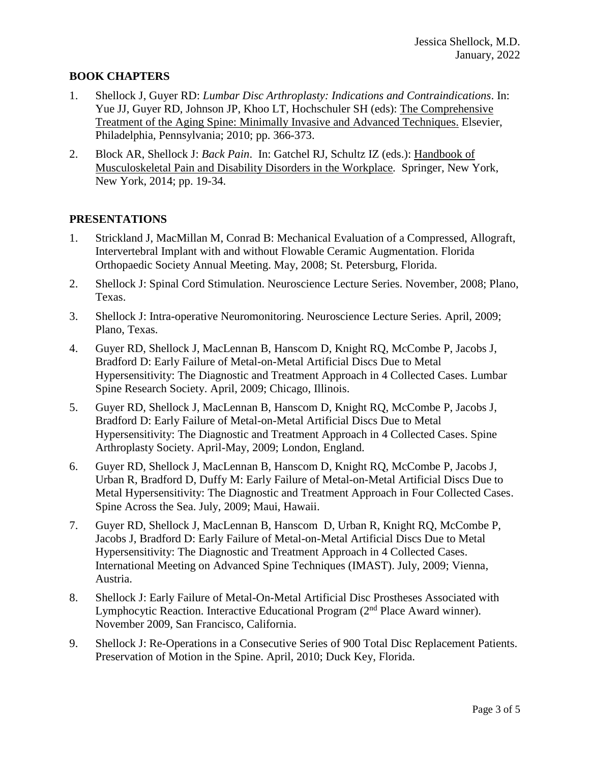## BOOK CHAPTERS

1. Shellock J, Guyer RD: *Lumbar Disc Arthroplasty: Indications and Contraindications*. In: Yue JJ, Guyer RD, Johnson JP, Khoo LT, Hochschuler SH (eds): The Comprehensive Treatment of the Aging Spine: Minimally Invasive and Advanced Techniques. Elsevier, Philadelphia, Pennsylvania; 2010; pp. 366-373.
2. Block AR, Shellock J: *Back Pain*. In: Gatchel RJ, Schultz IZ (eds.): Handbook of Musculoskeletal Pain and Disability Disorders in the Workplace. Springer, New York, New York, 2014; pp. 19-34.

## PRESENTATIONS

1. Strickland J, MacMillan M, Conrad B: Mechanical Evaluation of a Compressed, Allograft, Intervertebral Implant with and without Flowable Ceramic Augmentation. Florida Orthopaedic Society Annual Meeting. May, 2008; St. Petersburg, Florida.
2. Shellock J: Spinal Cord Stimulation. Neuroscience Lecture Series. November, 2008; Plano, Texas.
3. Shellock J: Intra-operative Neuromonitoring. Neuroscience Lecture Series. April, 2009; Plano, Texas.
4. Guyer RD, Shellock J, MacLennan B, Hanscom D, Knight RQ, McCombe P, Jacobs J, Bradford D: Early Failure of Metal-on-Metal Artificial Discs Due to Metal Hypersensitivity: The Diagnostic and Treatment Approach in 4 Collected Cases. Lumbar Spine Research Society. April, 2009; Chicago, Illinois.
5. Guyer RD, Shellock J, MacLennan B, Hanscom D, Knight RQ, McCombe P, Jacobs J, Bradford D: Early Failure of Metal-on-Metal Artificial Discs Due to Metal Hypersensitivity: The Diagnostic and Treatment Approach in 4 Collected Cases. Spine Arthroplasty Society. April-May, 2009; London, England.
6. Guyer RD, Shellock J, MacLennan B, Hanscom D, Knight RQ, McCombe P, Jacobs J, Urban R, Bradford D, Duffy M: Early Failure of Metal-on-Metal Artificial Discs Due to Metal Hypersensitivity: The Diagnostic and Treatment Approach in Four Collected Cases. Spine Across the Sea. July, 2009; Maui, Hawaii.
7. Guyer RD, Shellock J, MacLennan B, Hanscom D, Urban R, Knight RQ, McCombe P, Jacobs J, Bradford D: Early Failure of Metal-on-Metal Artificial Discs Due to Metal Hypersensitivity: The Diagnostic and Treatment Approach in 4 Collected Cases. International Meeting on Advanced Spine Techniques (IMAST). July, 2009; Vienna, Austria.
8. Shellock J: Early Failure of Metal-On-Metal Artificial Disc Prostheses Associated with Lymphocytic Reaction. Interactive Educational Program (2nd Place Award winner). November 2009, San Francisco, California.
9. Shellock J: Re-Operations in a Consecutive Series of 900 Total Disc Replacement Patients. Preservation of Motion in the Spine. April, 2010; Duck Key, Florida.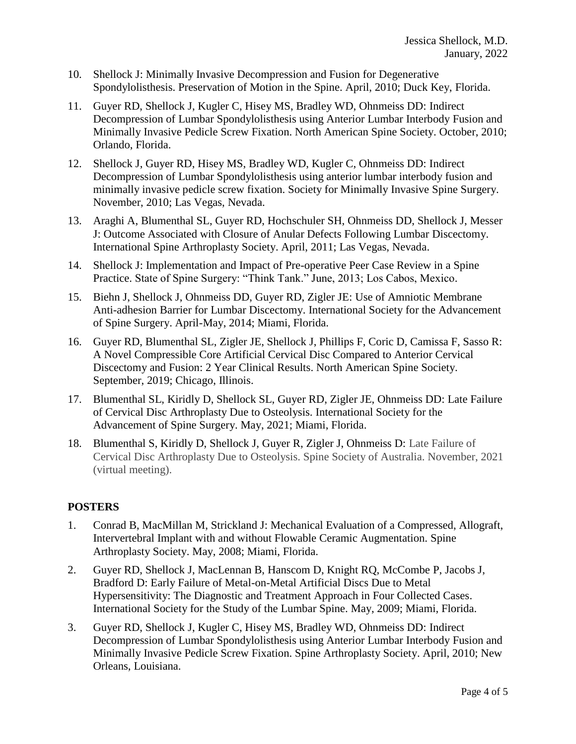10. Shellock J: Minimally Invasive Decompression and Fusion for Degenerative Spondylolisthesis. Preservation of Motion in the Spine. April, 2010; Duck Key, Florida.
11. Guyer RD, Shellock J, Kugler C, Hisey MS, Bradley WD, Ohnmeiss DD: Indirect Decompression of Lumbar Spondylolisthesis using Anterior Lumbar Interbody Fusion and Minimally Invasive Pedicle Screw Fixation. North American Spine Society. October, 2010; Orlando, Florida.
12. Shellock J, Guyer RD, Hisey MS, Bradley WD, Kugler C, Ohnmeiss DD: Indirect Decompression of Lumbar Spondylolisthesis using anterior lumbar interbody fusion and minimally invasive pedicle screw fixation. Society for Minimally Invasive Spine Surgery. November, 2010; Las Vegas, Nevada.
13. Araghi A, Blumenthal SL, Guyer RD, Hochschuler SH, Ohnmeiss DD, Shellock J, Messer J: Outcome Associated with Closure of Anular Defects Following Lumbar Discectomy. International Spine Arthroplasty Society. April, 2011; Las Vegas, Nevada.
14. Shellock J: Implementation and Impact of Pre-operative Peer Case Review in a Spine Practice. State of Spine Surgery: "Think Tank." June, 2013; Los Cabos, Mexico.
15. Biehn J, Shellock J, Ohnmeiss DD, Guyer RD, Zigler JE: Use of Amniotic Membrane Anti-adhesion Barrier for Lumbar Discectomy. International Society for the Advancement of Spine Surgery. April-May, 2014; Miami, Florida.
16. Guyer RD, Blumenthal SL, Zigler JE, Shellock J, Phillips F, Coric D, Camissa F, Sasso R: A Novel Compressible Core Artificial Cervical Disc Compared to Anterior Cervical Discectomy and Fusion: 2 Year Clinical Results. North American Spine Society. September, 2019; Chicago, Illinois.
17. Blumenthal SL, Kiridly D, Shellock SL, Guyer RD, Zigler JE, Ohnmeiss DD: Late Failure of Cervical Disc Arthroplasty Due to Osteolysis. International Society for the Advancement of Spine Surgery. May, 2021; Miami, Florida.
18. Blumenthal S, Kiridly D, Shellock J, Guyer R, Zigler J, Ohnmeiss D: Late Failure of Cervical Disc Arthroplasty Due to Osteolysis. Spine Society of Australia. November, 2021 (virtual meeting).

## POSTERS

1. Conrad B, MacMillan M, Strickland J: Mechanical Evaluation of a Compressed, Allograft, Intervertebral Implant with and without Flowable Ceramic Augmentation. Spine Arthroplasty Society. May, 2008; Miami, Florida.
2. Guyer RD, Shellock J, MacLennan B, Hanscom D, Knight RQ, McCombe P, Jacobs J, Bradford D: Early Failure of Metal-on-Metal Artificial Discs Due to Metal Hypersensitivity: The Diagnostic and Treatment Approach in Four Collected Cases. International Society for the Study of the Lumbar Spine. May, 2009; Miami, Florida.
3. Guyer RD, Shellock J, Kugler C, Hisey MS, Bradley WD, Ohnmeiss DD: Indirect Decompression of Lumbar Spondylolisthesis using Anterior Lumbar Interbody Fusion and Minimally Invasive Pedicle Screw Fixation. Spine Arthroplasty Society. April, 2010; New Orleans, Louisiana.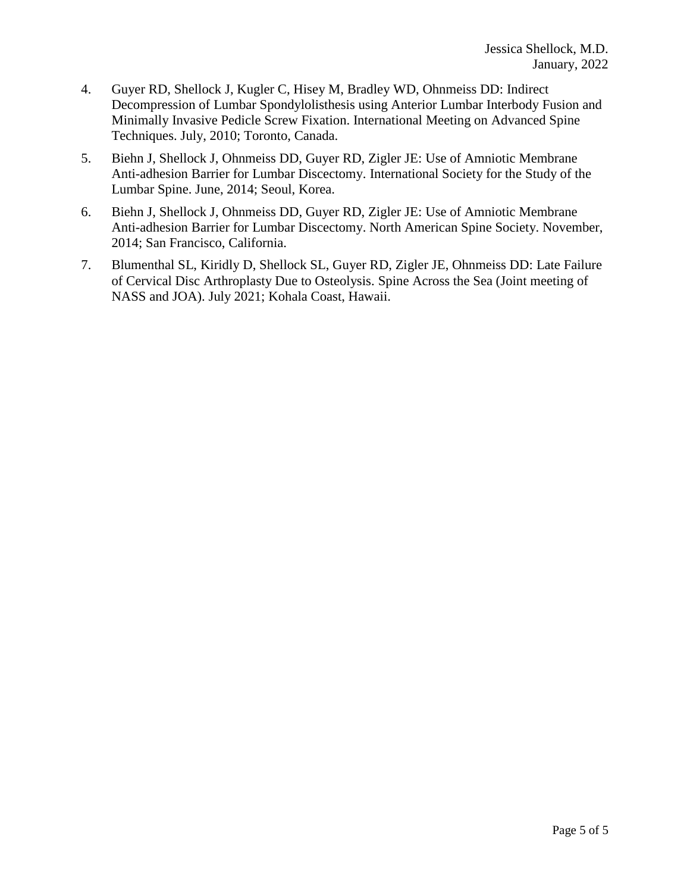4. Guyer RD, Shellock J, Kugler C, Hisey M, Bradley WD, Ohnmeiss DD: Indirect Decompression of Lumbar Spondylolisthesis using Anterior Lumbar Interbody Fusion and Minimally Invasive Pedicle Screw Fixation. International Meeting on Advanced Spine Techniques. July, 2010; Toronto, Canada.
5. Biehn J, Shellock J, Ohnmeiss DD, Guyer RD, Zigler JE: Use of Amniotic Membrane Anti-adhesion Barrier for Lumbar Discectomy. International Society for the Study of the Lumbar Spine. June, 2014; Seoul, Korea.
6. Biehn J, Shellock J, Ohnmeiss DD, Guyer RD, Zigler JE: Use of Amniotic Membrane Anti-adhesion Barrier for Lumbar Discectomy. North American Spine Society. November, 2014; San Francisco, California.
7. Blumenthal SL, Kiridly D, Shellock SL, Guyer RD, Zigler JE, Ohnmeiss DD: Late Failure of Cervical Disc Arthroplasty Due to Osteolysis. Spine Across the Sea (Joint meeting of NASS and JOA). July 2021; Kohala Coast, Hawaii.